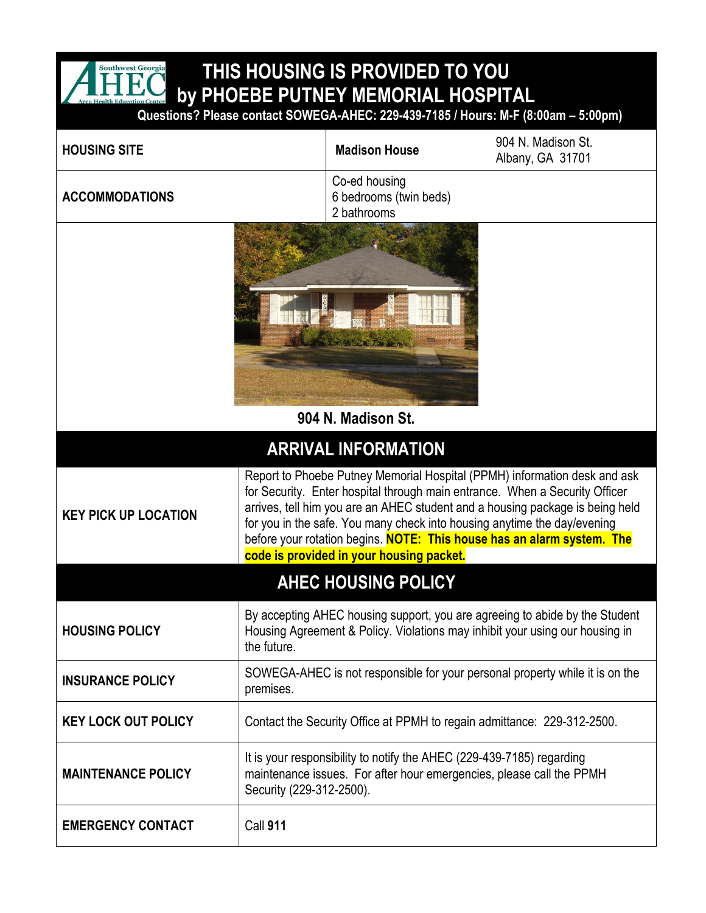# THIS HOUSING IS PROVIDED TO YOU by PHOEBE PUTNEY MEMORIAL HOSPITAL

**Questions? Please contact SOWEGA-AHEC: 229-439-7185 / Hours: M-F (8:00am – 5:00pm)**

| | | |
|---|---|---|
| **HOUSING SITE** | **Madison House** | 904 N. Madison St. Albany, GA 31701 |
| **ACCOMMODATIONS** | Co-ed housing<br>6 bedrooms (twin beds)<br>2 bathrooms | |

**904 N. Madison St.**

## ARRIVAL INFORMATION

| | |
|---|---|
| **KEY PICK UP LOCATION** | Report to Phoebe Putney Memorial Hospital (PPMH) information desk and ask for Security. Enter hospital through main entrance. When a Security Officer arrives, tell him you are an AHEC student and a housing package is being held for you in the safe. You many check into housing anytime the day/evening before your rotation begins. **NOTE: This house has an alarm system. The code is provided in your housing packet.** |

## AHEC HOUSING POLICY

| | |
|---|---|
| **HOUSING POLICY** | By accepting AHEC housing support, you are agreeing to abide by the Student Housing Agreement & Policy. Violations may inhibit your using our housing in the future. |
| **INSURANCE POLICY** | SOWEGA-AHEC is not responsible for your personal property while it is on the premises. |
| **KEY LOCK OUT POLICY** | Contact the Security Office at PPMH to regain admittance: 229-312-2500. |
| **MAINTENANCE POLICY** | It is your responsibility to notify the AHEC (229-439-7185) regarding maintenance issues. For after hour emergencies, please call the PPMH Security (229-312-2500). |
| **EMERGENCY CONTACT** | Call **911** |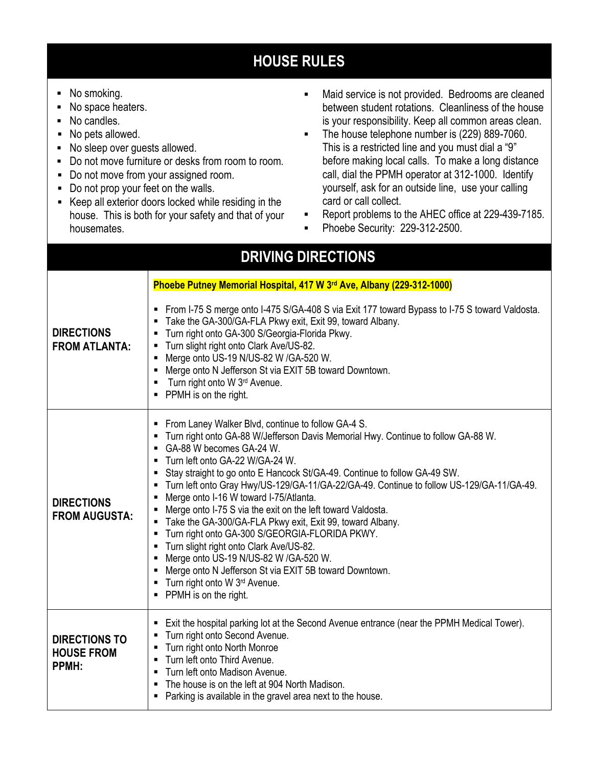## HOUSE RULES

- No smoking.
- No space heaters.
- No candles.
- No pets allowed.
- No sleep over guests allowed.
- Do not move furniture or desks from room to room.
- Do not move from your assigned room.
- Do not prop your feet on the walls.
- Keep all exterior doors locked while residing in the house. This is both for your safety and that of your housemates.
- Maid service is not provided. Bedrooms are cleaned between student rotations. Cleanliness of the house is your responsibility. Keep all common areas clean.
- The house telephone number is (229) 889-7060. This is a restricted line and you must dial a "9" before making local calls. To make a long distance call, dial the PPMH operator at 312-1000. Identify yourself, ask for an outside line, use your calling card or call collect.
- Report problems to the AHEC office at 229-439-7185.
- Phoebe Security: 229-312-2500.

## DRIVING DIRECTIONS

| | |
|---|---|
| **DIRECTIONS FROM ATLANTA:** | **Phoebe Putney Memorial Hospital, 417 W 3rd Ave, Albany (229-312-1000)**<br><br>- From I-75 S merge onto I-475 S/GA-408 S via Exit 177 toward Bypass to I-75 S toward Valdosta.<br>- Take the GA-300/GA-FLA Pkwy exit, Exit 99, toward Albany.<br>- Turn right onto GA-300 S/Georgia-Florida Pkwy.<br>- Turn slight right onto Clark Ave/US-82.<br>- Merge onto US-19 N/US-82 W /GA-520 W.<br>- Merge onto N Jefferson St via EXIT 5B toward Downtown.<br>- Turn right onto W 3rd Avenue.<br>- PPMH is on the right. |
| **DIRECTIONS FROM AUGUSTA:** | - From Laney Walker Blvd, continue to follow GA-4 S.<br>- Turn right onto GA-88 W/Jefferson Davis Memorial Hwy. Continue to follow GA-88 W.<br>- GA-88 W becomes GA-24 W.<br>- Turn left onto GA-22 W/GA-24 W.<br>- Stay straight to go onto E Hancock St/GA-49. Continue to follow GA-49 SW.<br>- Turn left onto Gray Hwy/US-129/GA-11/GA-22/GA-49. Continue to follow US-129/GA-11/GA-49.<br>- Merge onto I-16 W toward I-75/Atlanta.<br>- Merge onto I-75 S via the exit on the left toward Valdosta.<br>- Take the GA-300/GA-FLA Pkwy exit, Exit 99, toward Albany.<br>- Turn right onto GA-300 S/GEORGIA-FLORIDA PKWY.<br>- Turn slight right onto Clark Ave/US-82.<br>- Merge onto US-19 N/US-82 W /GA-520 W.<br>- Merge onto N Jefferson St via EXIT 5B toward Downtown.<br>- Turn right onto W 3rd Avenue.<br>- PPMH is on the right. |
| **DIRECTIONS TO HOUSE FROM PPMH:** | - Exit the hospital parking lot at the Second Avenue entrance (near the PPMH Medical Tower).<br>- Turn right onto Second Avenue.<br>- Turn right onto North Monroe<br>- Turn left onto Third Avenue.<br>- Turn left onto Madison Avenue.<br>- The house is on the left at 904 North Madison.<br>- Parking is available in the gravel area next to the house. |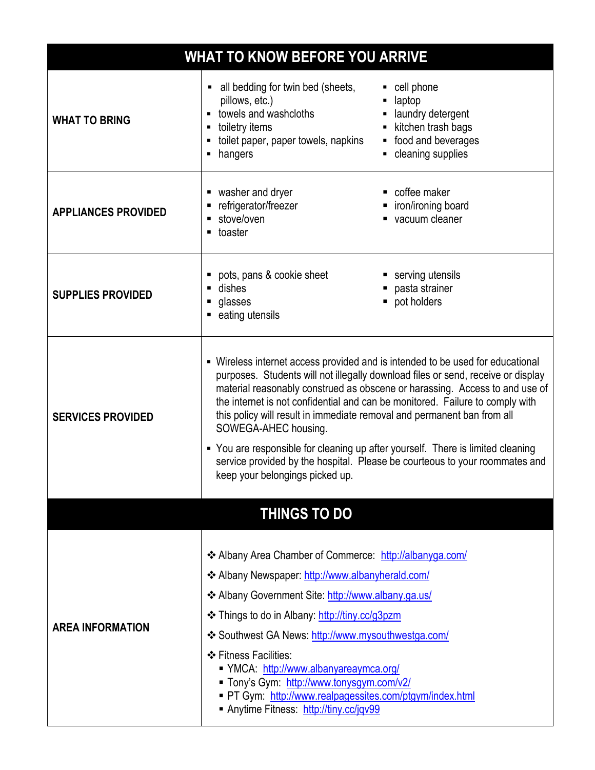## WHAT TO KNOW BEFORE YOU ARRIVE

| | |
|---|---|
| **WHAT TO BRING** | ▪ all bedding for twin bed (sheets, pillows, etc.)<br>▪ towels and washcloths<br>▪ toiletry items<br>▪ toilet paper, paper towels, napkins<br>▪ hangers<br>▪ cell phone<br>▪ laptop<br>▪ laundry detergent<br>▪ kitchen trash bags<br>▪ food and beverages<br>▪ cleaning supplies |
| **APPLIANCES PROVIDED** | ▪ washer and dryer<br>▪ refrigerator/freezer<br>▪ stove/oven<br>▪ toaster<br>▪ coffee maker<br>▪ iron/ironing board<br>▪ vacuum cleaner |
| **SUPPLIES PROVIDED** | ▪ pots, pans & cookie sheet<br>▪ dishes<br>▪ glasses<br>▪ eating utensils<br>▪ serving utensils<br>▪ pasta strainer<br>▪ pot holders |
| **SERVICES PROVIDED** | ▪ Wireless internet access provided and is intended to be used for educational purposes. Students will not illegally download files or send, receive or display material reasonably construed as obscene or harassing. Access to and use of the internet is not confidential and can be monitored. Failure to comply with this policy will result in immediate removal and permanent ban from all SOWEGA-AHEC housing.<br>▪ You are responsible for cleaning up after yourself. There is limited cleaning service provided by the hospital. Please be courteous to your roommates and keep your belongings picked up. |

## THINGS TO DO

| | |
|---|---|
| **AREA INFORMATION** | ❖ Albany Area Chamber of Commerce: http://albanyga.com/<br>❖ Albany Newspaper: http://www.albanyherald.com/<br>❖ Albany Government Site: http://www.albany.ga.us/<br>❖ Things to do in Albany: http://tiny.cc/g3pzm<br>❖ Southwest GA News: http://www.mysouthwestga.com/<br>❖ Fitness Facilities:<br>▪ YMCA: http://www.albanyareaymca.org/<br>▪ Tony's Gym: http://www.tonysgym.com/v2/<br>▪ PT Gym: http://www.realpagessites.com/ptgym/index.html<br>▪ Anytime Fitness: http://tiny.cc/jqv99 |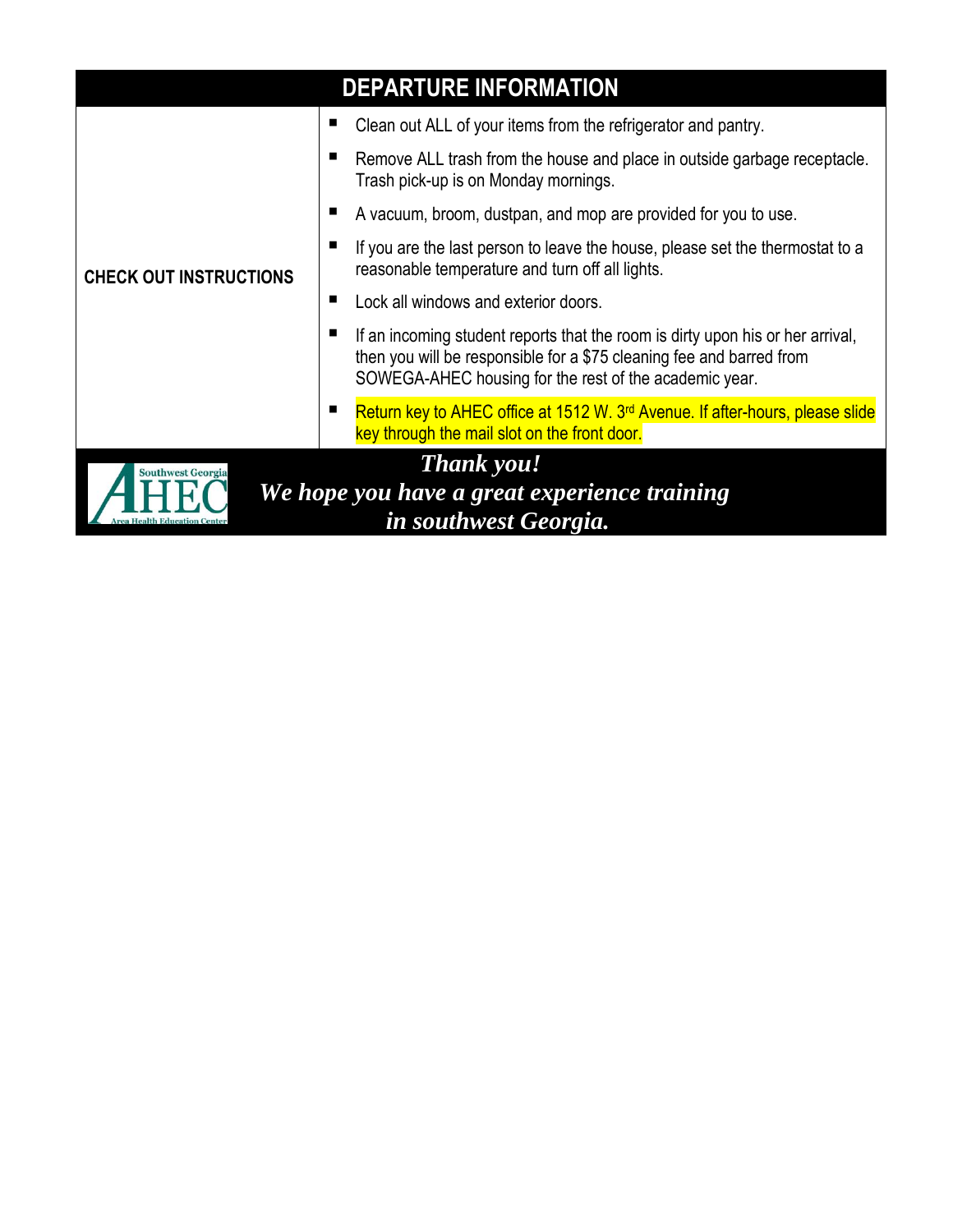## DEPARTURE INFORMATION

| | |
|---|---|
| **CHECK OUT INSTRUCTIONS** | ▪ Clean out ALL of your items from the refrigerator and pantry.<br>▪ Remove ALL trash from the house and place in outside garbage receptacle. Trash pick-up is on Monday mornings.<br>▪ A vacuum, broom, dustpan, and mop are provided for you to use.<br>▪ If you are the last person to leave the house, please set the thermostat to a reasonable temperature and turn off all lights.<br>▪ Lock all windows and exterior doors.<br>▪ If an incoming student reports that the room is dirty upon his or her arrival, then you will be responsible for a $75 cleaning fee and barred from SOWEGA-AHEC housing for the rest of the academic year.<br>▪ Return key to AHEC office at 1512 W. 3rd Avenue. If after-hours, please slide key through the mail slot on the front door. |

Southwest Georgia AHEC Area Health Education Center

***Thank you!***
***We hope you have a great experience training in southwest Georgia.***